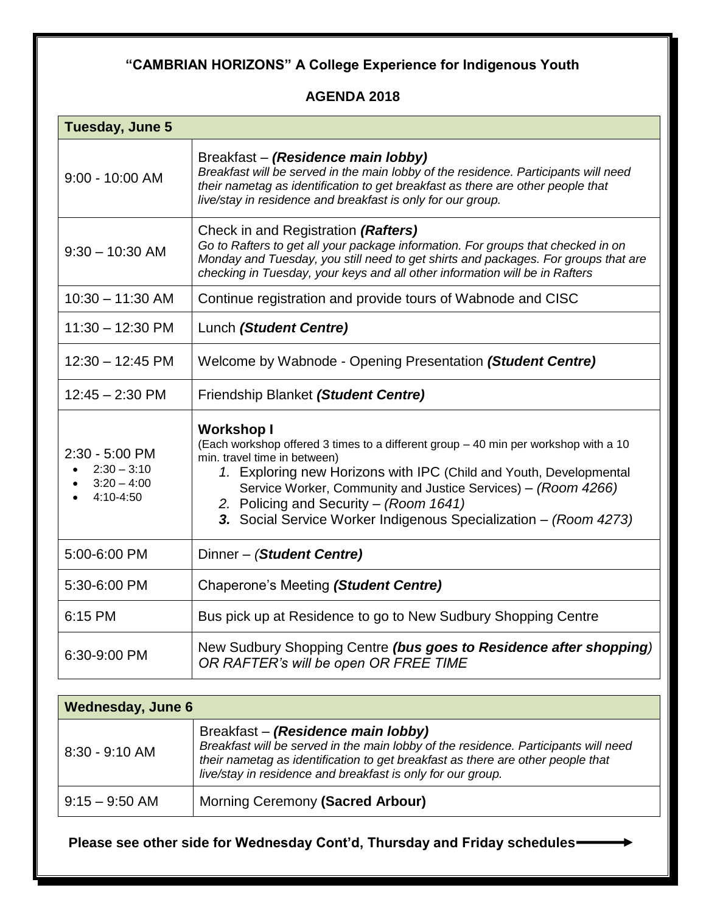## "CAMBRIAN HORIZONS" A College Experience for Indigenous Youth

### AGENDA 2018

| Tuesday, June 5 | |
|---|---|
| 9:00 - 10:00 AM | Breakfast – ***(Residence main lobby)*** *Breakfast will be served in the main lobby of the residence. Participants will need their nametag as identification to get breakfast as there are other people that live/stay in residence and breakfast is only for our group.* |
| 9:30 – 10:30 AM | Check in and Registration ***(Rafters)*** *Go to Rafters to get all your package information. For groups that checked in on Monday and Tuesday, you still need to get shirts and packages. For groups that are checking in Tuesday, your keys and all other information will be in Rafters* |
| 10:30 – 11:30 AM | Continue registration and provide tours of Wabnode and CISC |
| 11:30 – 12:30 PM | Lunch ***(Student Centre)*** |
| 12:30 – 12:45 PM | Welcome by Wabnode - Opening Presentation ***(Student Centre)*** |
| 12:45 – 2:30 PM | Friendship Blanket ***(Student Centre)*** |
| 2:30 - 5:00 PM<br>• 2:30 – 3:10<br>• 3:20 – 4:00<br>• 4:10-4:50 | **Workshop I**<br>(Each workshop offered 3 times to a different group – 40 min per workshop with a 10 min. travel time in between)<br>*1.* Exploring new Horizons with IPC (Child and Youth, Developmental Service Worker, Community and Justice Services) – *(Room 4266)*<br>*2.* Policing and Security – *(Room 1641)*<br>***3.*** Social Service Worker Indigenous Specialization – *(Room 4273)* |
| 5:00-6:00 PM | Dinner – (***Student Centre)*** |
| 5:30-6:00 PM | Chaperone's Meeting ***(Student Centre)*** |
| 6:15 PM | Bus pick up at Residence to go to New Sudbury Shopping Centre |
| 6:30-9:00 PM | New Sudbury Shopping Centre ***(bus goes to Residence after shopping)*** *OR RAFTER's will be open OR FREE TIME* |

| Wednesday, June 6 | |
|---|---|
| 8:30 - 9:10 AM | Breakfast – ***(Residence main lobby)*** *Breakfast will be served in the main lobby of the residence. Participants will need their nametag as identification to get breakfast as there are other people that live/stay in residence and breakfast is only for our group.* |
| 9:15 – 9:50 AM | Morning Ceremony **(Sacred Arbour)** |

**Please see other side for Wednesday Cont'd, Thursday and Friday schedules→**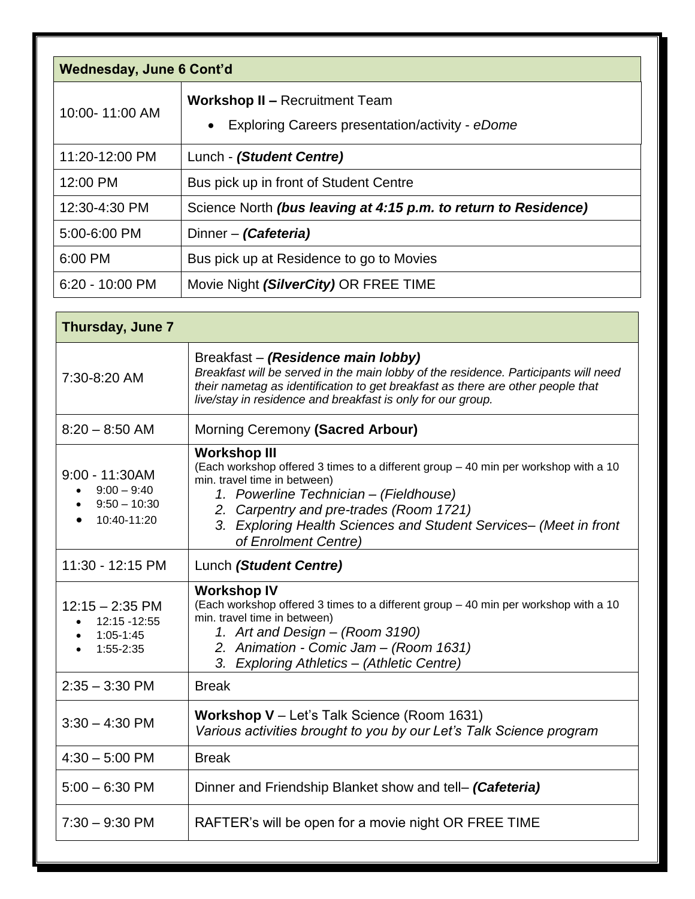| Wednesday, June 6 Cont’d | |
|---|---|
| 10:00- 11:00 AM | **Workshop II –** Recruitment Team<br>• Exploring Careers presentation/activity - *eDome* |
| 11:20-12:00 PM | Lunch - ***(Student Centre)*** |
| 12:00 PM | Bus pick up in front of Student Centre |
| 12:30-4:30 PM | Science North ***(bus leaving at 4:15 p.m. to return to Residence)*** |
| 5:00-6:00 PM | Dinner – ***(Cafeteria)*** |
| 6:00 PM | Bus pick up at Residence to go to Movies |
| 6:20 - 10:00 PM | Movie Night ***(SilverCity)*** OR FREE TIME |

| Thursday, June 7 | |
|---|---|
| 7:30-8:20 AM | Breakfast – ***(Residence main lobby)***<br>*Breakfast will be served in the main lobby of the residence. Participants will need their nametag as identification to get breakfast as there are other people that live/stay in residence and breakfast is only for our group.* |
| 8:20 – 8:50 AM | Morning Ceremony **(Sacred Arbour)** |
| 9:00 - 11:30AM<br>• 9:00 – 9:40<br>• 9:50 – 10:30<br>• 10:40-11:20 | **Workshop III**<br>(Each workshop offered 3 times to a different group – 40 min per workshop with a 10 min. travel time in between)<br>1. *Powerline Technician – (Fieldhouse)*<br>2. *Carpentry and pre-trades (Room 1721)*<br>3. *Exploring Health Sciences and Student Services– (Meet in front of Enrolment Centre)* |
| 11:30 - 12:15 PM | Lunch ***(Student Centre)*** |
| 12:15 – 2:35 PM<br>• 12:15 -12:55<br>• 1:05-1:45<br>• 1:55-2:35 | **Workshop IV**<br>(Each workshop offered 3 times to a different group – 40 min per workshop with a 10 min. travel time in between)<br>1. *Art and Design – (Room 3190)*<br>2. *Animation - Comic Jam – (Room 1631)*<br>3. *Exploring Athletics – (Athletic Centre)* |
| 2:35 – 3:30 PM | Break |
| 3:30 – 4:30 PM | **Workshop V** – Let’s Talk Science (Room 1631)<br>*Various activities brought to you by our Let’s Talk Science program* |
| 4:30 – 5:00 PM | Break |
| 5:00 – 6:30 PM | Dinner and Friendship Blanket show and tell– ***(Cafeteria)*** |
| 7:30 – 9:30 PM | RAFTER’s will be open for a movie night OR FREE TIME |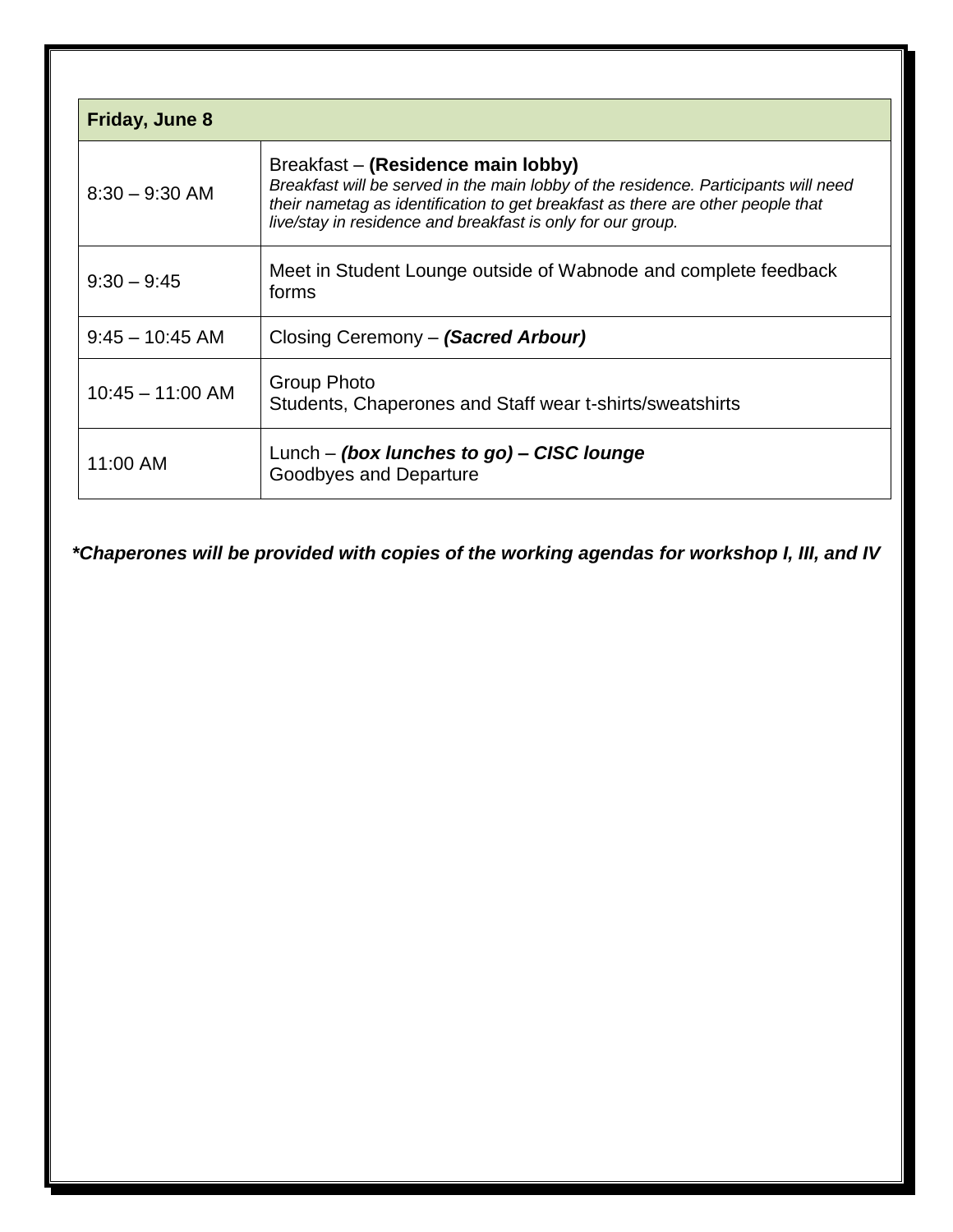| **Friday, June 8** | |
|---|---|
| 8:30 – 9:30 AM | Breakfast – **(Residence main lobby)**<br>*Breakfast will be served in the main lobby of the residence. Participants will need their nametag as identification to get breakfast as there are other people that live/stay in residence and breakfast is only for our group.* |
| 9:30 – 9:45 | Meet in Student Lounge outside of Wabnode and complete feedback forms |
| 9:45 – 10:45 AM | Closing Ceremony – ***(Sacred Arbour)*** |
| 10:45 – 11:00 AM | Group Photo<br>Students, Chaperones and Staff wear t-shirts/sweatshirts |
| 11:00 AM | Lunch – ***(box lunches to go) – CISC lounge***<br>Goodbyes and Departure |

***Chaperones will be provided with copies of the working agendas for workshop I, III, and IV***